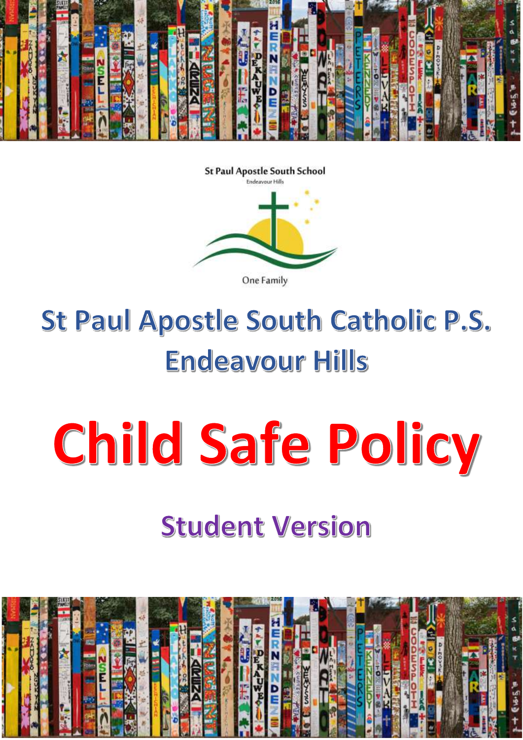St Paul Apostle South School

Endeavour Hills

One Family

# St Paul Apostle South Catholic P.S. Endeavour Hills

# Child Safe Policy

## Student Version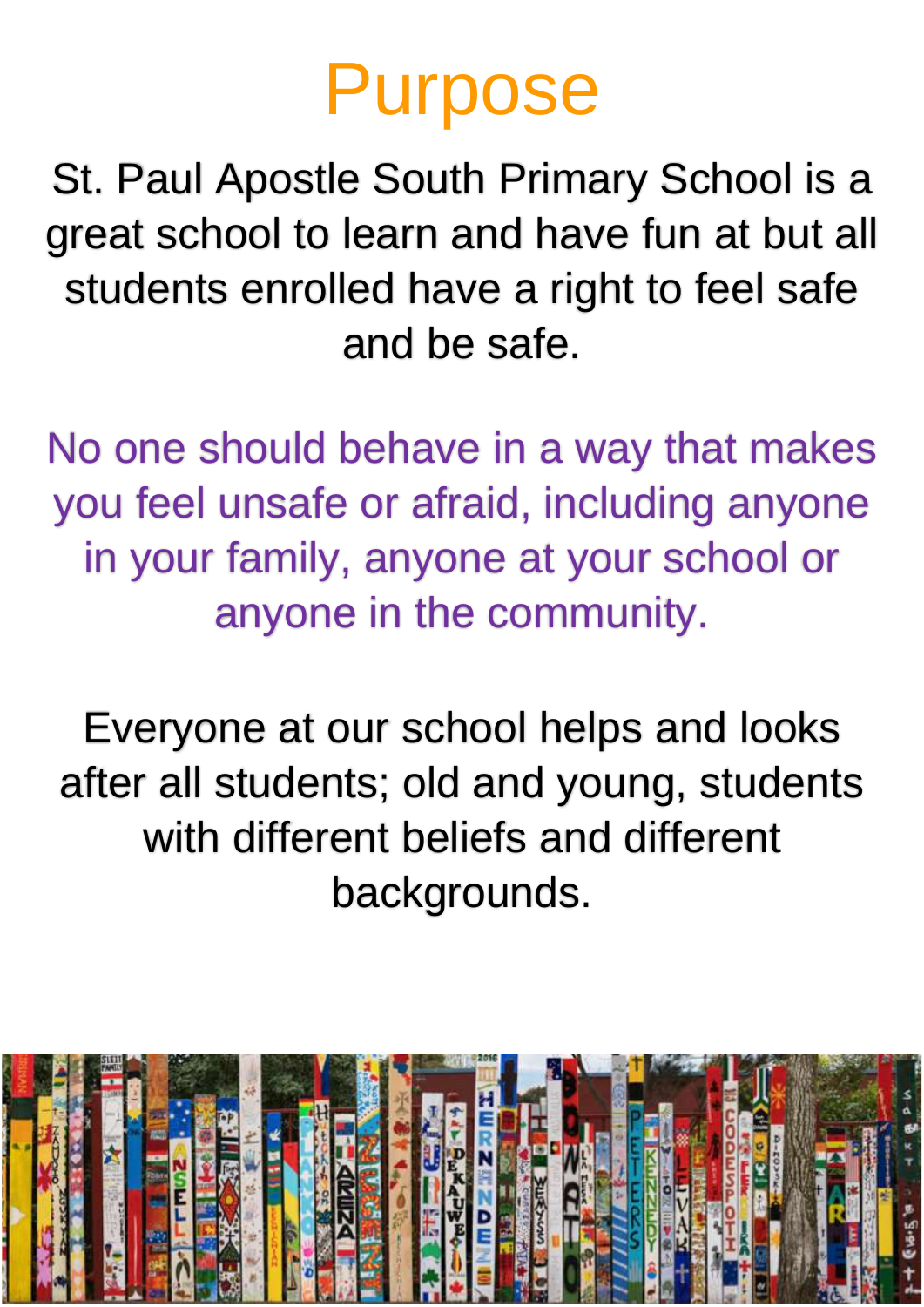# Purpose

St. Paul Apostle South Primary School is a great school to learn and have fun at but all students enrolled have a right to feel safe and be safe.

No one should behave in a way that makes you feel unsafe or afraid, including anyone in your family, anyone at your school or anyone in the community.

Everyone at our school helps and looks after all students; old and young, students with different beliefs and different backgrounds.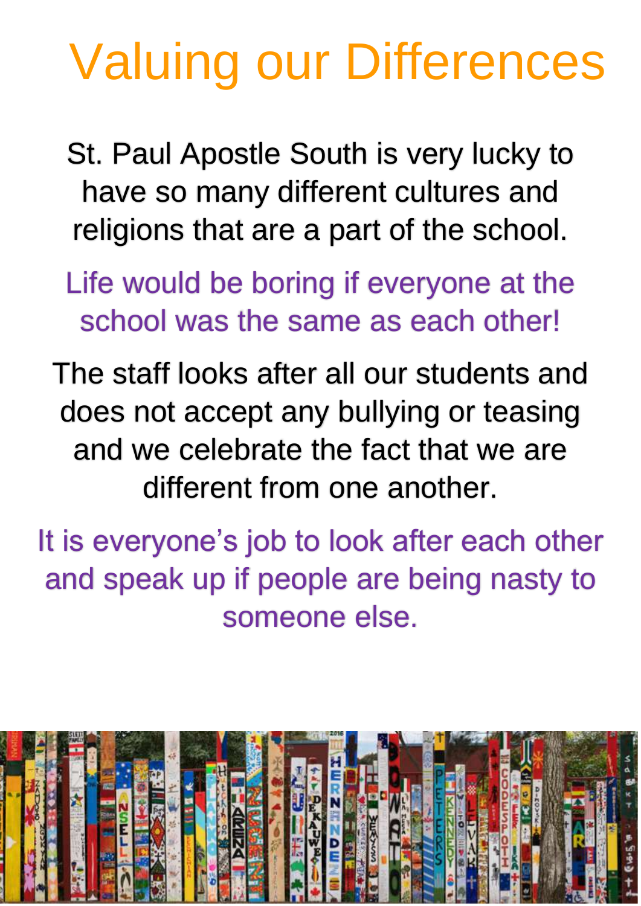# Valuing our Differences

St. Paul Apostle South is very lucky to have so many different cultures and religions that are a part of the school.

Life would be boring if everyone at the school was the same as each other!

The staff looks after all our students and does not accept any bullying or teasing and we celebrate the fact that we are different from one another.

It is everyone's job to look after each other and speak up if people are being nasty to someone else.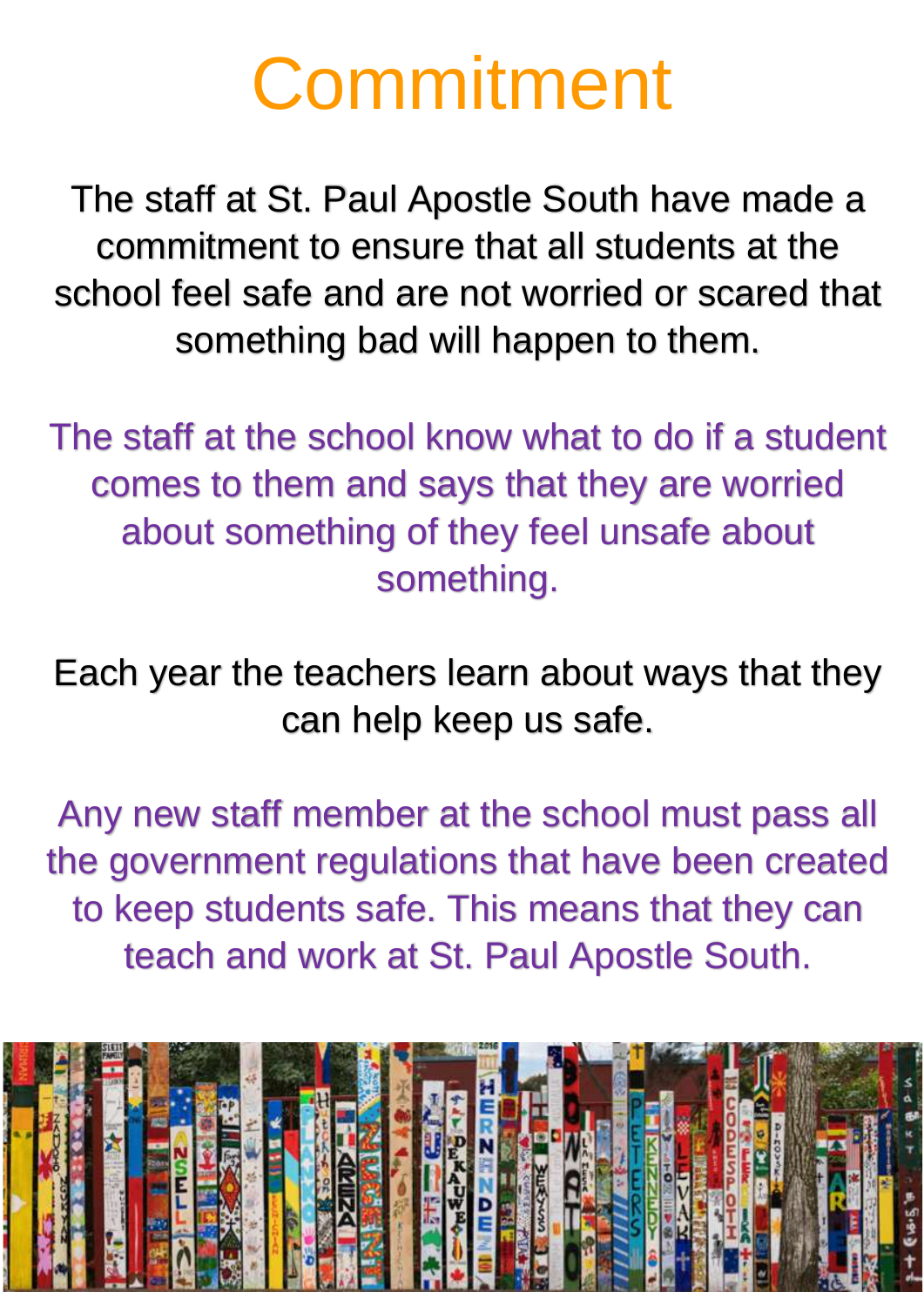# Commitment

The staff at St. Paul Apostle South have made a commitment to ensure that all students at the school feel safe and are not worried or scared that something bad will happen to them.

The staff at the school know what to do if a student comes to them and says that they are worried about something of they feel unsafe about something.

Each year the teachers learn about ways that they can help keep us safe.

Any new staff member at the school must pass all the government regulations that have been created to keep students safe. This means that they can teach and work at St. Paul Apostle South.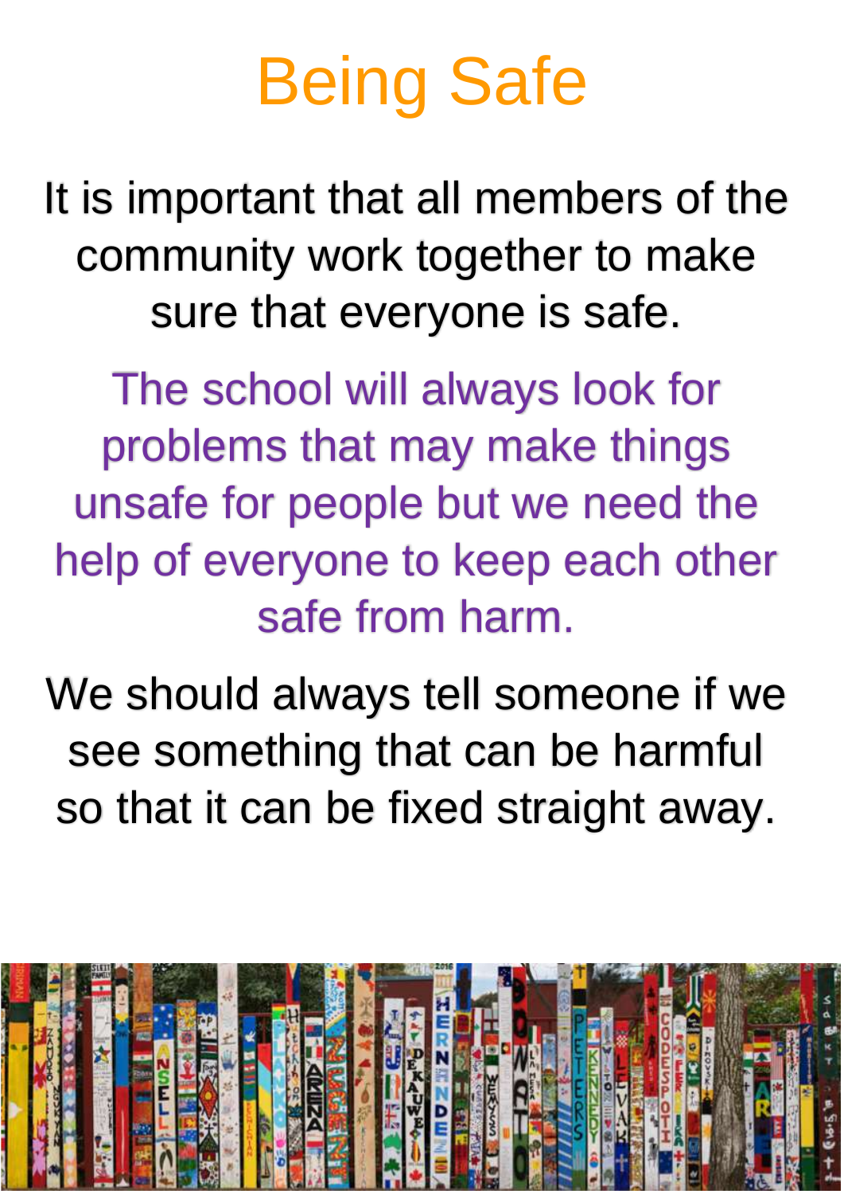# Being Safe

It is important that all members of the community work together to make sure that everyone is safe.

The school will always look for problems that may make things unsafe for people but we need the help of everyone to keep each other safe from harm.

We should always tell someone if we see something that can be harmful so that it can be fixed straight away.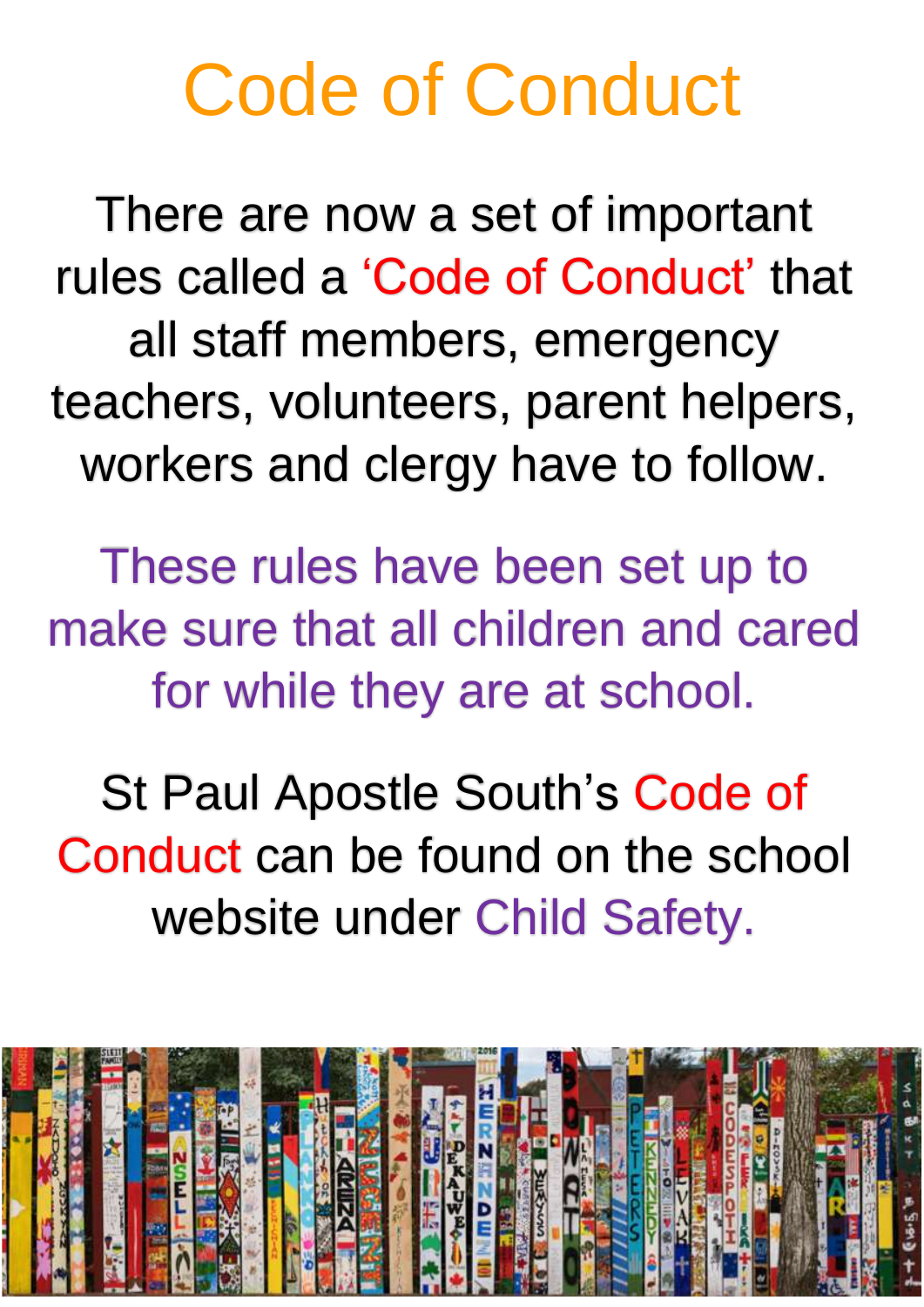# Code of Conduct

There are now a set of important rules called a 'Code of Conduct' that all staff members, emergency teachers, volunteers, parent helpers, workers and clergy have to follow.

These rules have been set up to make sure that all children and cared for while they are at school.

St Paul Apostle South's Code of Conduct can be found on the school website under Child Safety.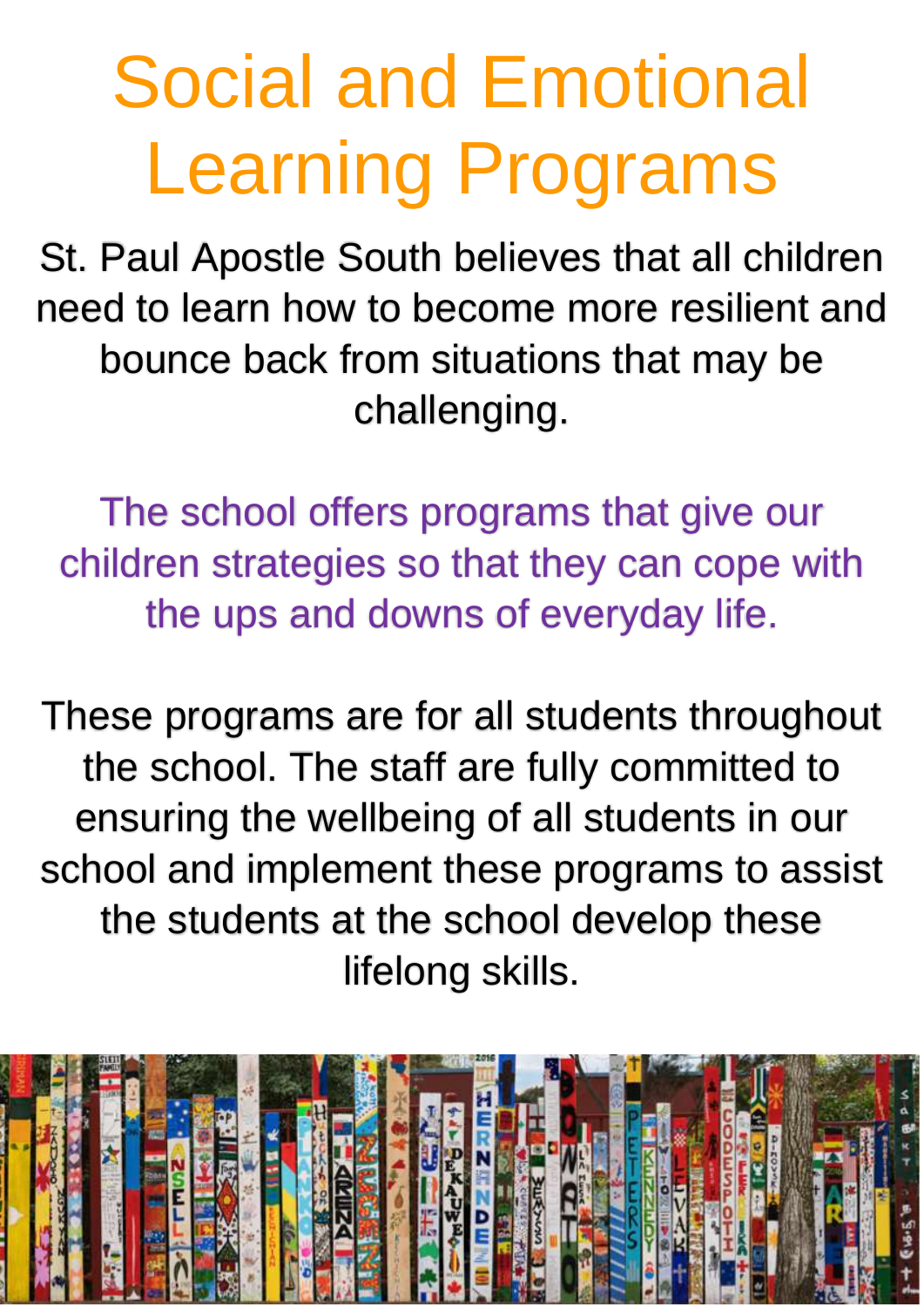# Social and Emotional Learning Programs

St. Paul Apostle South believes that all children need to learn how to become more resilient and bounce back from situations that may be challenging.

The school offers programs that give our children strategies so that they can cope with the ups and downs of everyday life.

These programs are for all students throughout the school. The staff are fully committed to ensuring the wellbeing of all students in our school and implement these programs to assist the students at the school develop these lifelong skills.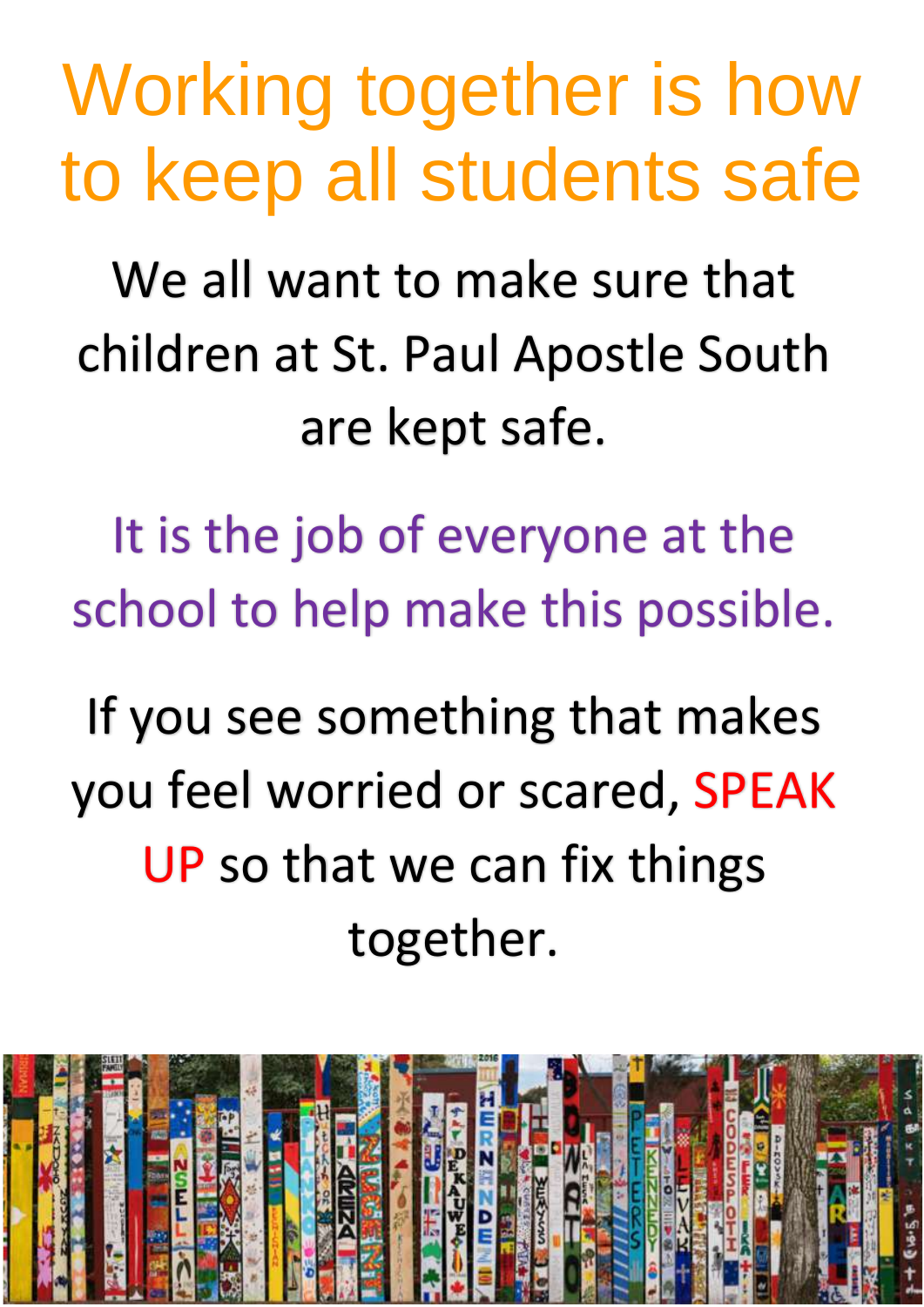# Working together is how to keep all students safe

We all want to make sure that children at St. Paul Apostle South are kept safe.

It is the job of everyone at the school to help make this possible.

If you see something that makes you feel worried or scared, SPEAK UP so that we can fix things together.